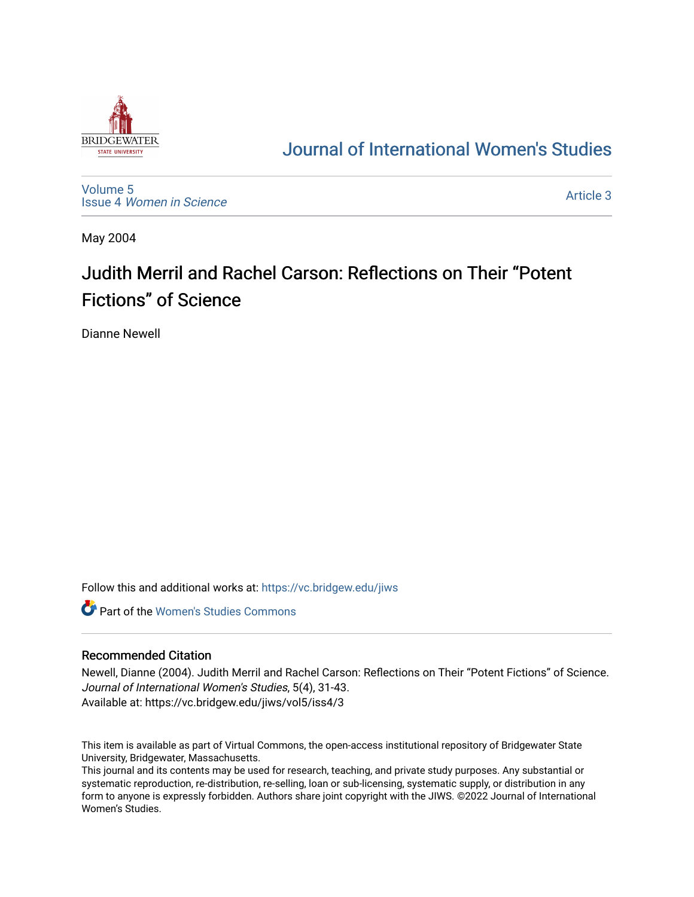# Journal of International Women's Studies

Volume 5
Issue 4 *Women in Science*

Article 3

May 2004

## Judith Merril and Rachel Carson: Reflections on Their “Potent Fictions” of Science

Dianne Newell

Follow this and additional works at: https://vc.bridgew.edu/jiws

Part of the Women's Studies Commons

### Recommended Citation

Newell, Dianne (2004). Judith Merril and Rachel Carson: Reflections on Their “Potent Fictions” of Science. *Journal of International Women's Studies*, 5(4), 31-43.
Available at: https://vc.bridgew.edu/jiws/vol5/iss4/3

This item is available as part of Virtual Commons, the open-access institutional repository of Bridgewater State University, Bridgewater, Massachusetts.
This journal and its contents may be used for research, teaching, and private study purposes. Any substantial or systematic reproduction, re-distribution, re-selling, loan or sub-licensing, systematic supply, or distribution in any form to anyone is expressly forbidden. Authors share joint copyright with the JIWS. ©2022 Journal of International Women's Studies.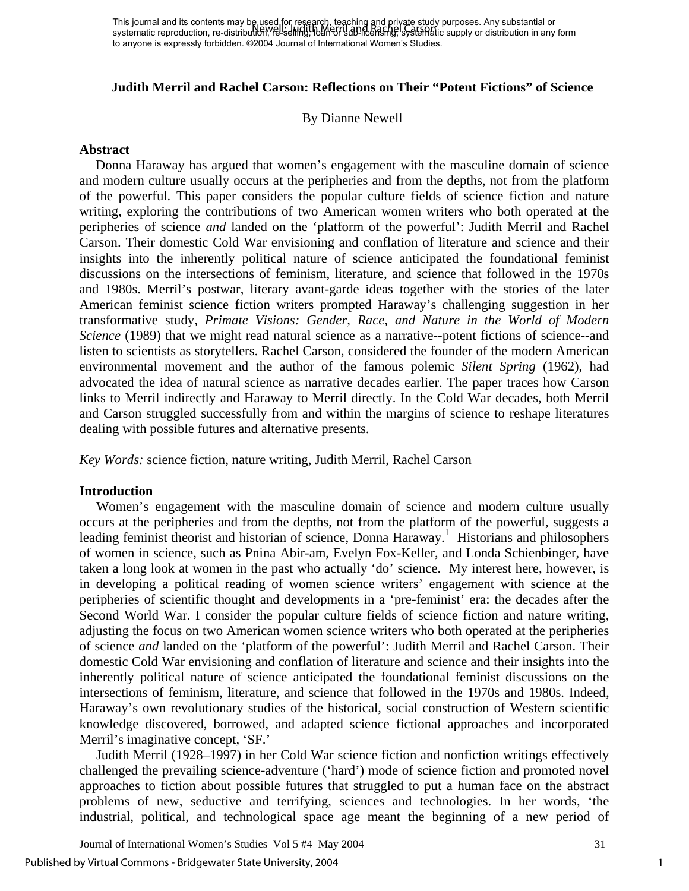# Judith Merril and Rachel Carson: Reflections on Their "Potent Fictions" of Science

By Dianne Newell

## Abstract

Donna Haraway has argued that women's engagement with the masculine domain of science and modern culture usually occurs at the peripheries and from the depths, not from the platform of the powerful. This paper considers the popular culture fields of science fiction and nature writing, exploring the contributions of two American women writers who both operated at the peripheries of science *and* landed on the 'platform of the powerful': Judith Merril and Rachel Carson. Their domestic Cold War envisioning and conflation of literature and science and their insights into the inherently political nature of science anticipated the foundational feminist discussions on the intersections of feminism, literature, and science that followed in the 1970s and 1980s. Merril's postwar, literary avant-garde ideas together with the stories of the later American feminist science fiction writers prompted Haraway's challenging suggestion in her transformative study, *Primate Visions: Gender, Race, and Nature in the World of Modern Science* (1989) that we might read natural science as a narrative--potent fictions of science--and listen to scientists as storytellers. Rachel Carson, considered the founder of the modern American environmental movement and the author of the famous polemic *Silent Spring* (1962), had advocated the idea of natural science as narrative decades earlier. The paper traces how Carson links to Merril indirectly and Haraway to Merril directly. In the Cold War decades, both Merril and Carson struggled successfully from and within the margins of science to reshape literatures dealing with possible futures and alternative presents.

*Key Words:* science fiction, nature writing, Judith Merril, Rachel Carson

## Introduction

Women's engagement with the masculine domain of science and modern culture usually occurs at the peripheries and from the depths, not from the platform of the powerful, suggests a leading feminist theorist and historian of science, Donna Haraway.[1] Historians and philosophers of women in science, such as Pnina Abir-am, Evelyn Fox-Keller, and Londa Schienbinger, have taken a long look at women in the past who actually 'do' science. My interest here, however, is in developing a political reading of women science writers' engagement with science at the peripheries of scientific thought and developments in a 'pre-feminist' era: the decades after the Second World War. I consider the popular culture fields of science fiction and nature writing, adjusting the focus on two American women science writers who both operated at the peripheries of science *and* landed on the 'platform of the powerful': Judith Merril and Rachel Carson. Their domestic Cold War envisioning and conflation of literature and science and their insights into the inherently political nature of science anticipated the foundational feminist discussions on the intersections of feminism, literature, and science that followed in the 1970s and 1980s. Indeed, Haraway's own revolutionary studies of the historical, social construction of Western scientific knowledge discovered, borrowed, and adapted science fictional approaches and incorporated Merril's imaginative concept, 'SF.'

Judith Merril (1928–1997) in her Cold War science fiction and nonfiction writings effectively challenged the prevailing science-adventure ('hard') mode of science fiction and promoted novel approaches to fiction about possible futures that struggled to put a human face on the abstract problems of new, seductive and terrifying, sciences and technologies. In her words, 'the industrial, political, and technological space age meant the beginning of a new period of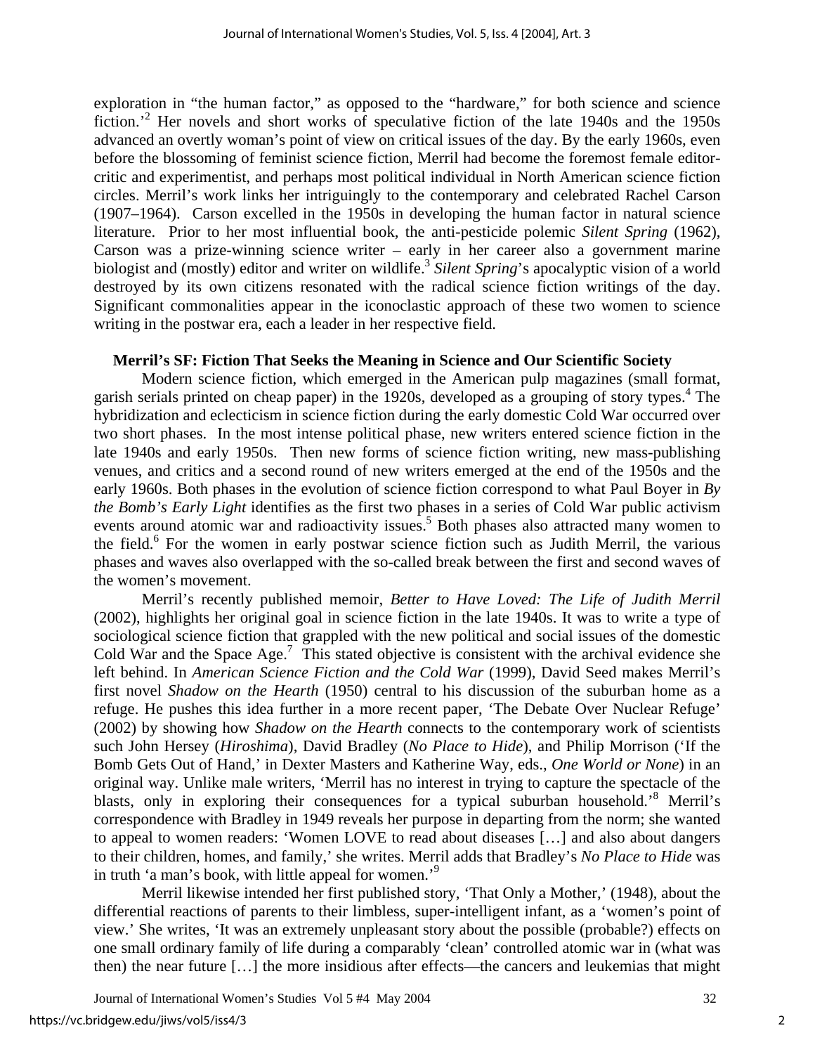exploration in "the human factor," as opposed to the "hardware," for both science and science fiction.'[2] Her novels and short works of speculative fiction of the late 1940s and the 1950s advanced an overtly woman's point of view on critical issues of the day. By the early 1960s, even before the blossoming of feminist science fiction, Merril had become the foremost female editor-critic and experimentist, and perhaps most political individual in North American science fiction circles. Merril's work links her intriguingly to the contemporary and celebrated Rachel Carson (1907–1964). Carson excelled in the 1950s in developing the human factor in natural science literature. Prior to her most influential book, the anti-pesticide polemic *Silent Spring* (1962), Carson was a prize-winning science writer – early in her career also a government marine biologist and (mostly) editor and writer on wildlife.[3] *Silent Spring*'s apocalyptic vision of a world destroyed by its own citizens resonated with the radical science fiction writings of the day. Significant commonalities appear in the iconoclastic approach of these two women to science writing in the postwar era, each a leader in her respective field.

**Merril's SF: Fiction That Seeks the Meaning in Science and Our Scientific Society**

Modern science fiction, which emerged in the American pulp magazines (small format, garish serials printed on cheap paper) in the 1920s, developed as a grouping of story types.[4] The hybridization and eclecticism in science fiction during the early domestic Cold War occurred over two short phases. In the most intense political phase, new writers entered science fiction in the late 1940s and early 1950s. Then new forms of science fiction writing, new mass-publishing venues, and critics and a second round of new writers emerged at the end of the 1950s and the early 1960s. Both phases in the evolution of science fiction correspond to what Paul Boyer in *By the Bomb's Early Light* identifies as the first two phases in a series of Cold War public activism events around atomic war and radioactivity issues.[5] Both phases also attracted many women to the field.[6] For the women in early postwar science fiction such as Judith Merril, the various phases and waves also overlapped with the so-called break between the first and second waves of the women's movement.

Merril's recently published memoir, *Better to Have Loved: The Life of Judith Merril* (2002), highlights her original goal in science fiction in the late 1940s. It was to write a type of sociological science fiction that grappled with the new political and social issues of the domestic Cold War and the Space Age.[7] This stated objective is consistent with the archival evidence she left behind. In *American Science Fiction and the Cold War* (1999), David Seed makes Merril's first novel *Shadow on the Hearth* (1950) central to his discussion of the suburban home as a refuge. He pushes this idea further in a more recent paper, 'The Debate Over Nuclear Refuge' (2002) by showing how *Shadow on the Hearth* connects to the contemporary work of scientists such John Hersey (*Hiroshima*), David Bradley (*No Place to Hide*), and Philip Morrison ('If the Bomb Gets Out of Hand,' in Dexter Masters and Katherine Way, eds., *One World or None*) in an original way. Unlike male writers, 'Merril has no interest in trying to capture the spectacle of the blasts, only in exploring their consequences for a typical suburban household.'[8] Merril's correspondence with Bradley in 1949 reveals her purpose in departing from the norm; she wanted to appeal to women readers: 'Women LOVE to read about diseases […] and also about dangers to their children, homes, and family,' she writes. Merril adds that Bradley's *No Place to Hide* was in truth 'a man's book, with little appeal for women.'[9]

Merril likewise intended her first published story, 'That Only a Mother,' (1948), about the differential reactions of parents to their limbless, super-intelligent infant, as a 'women's point of view.' She writes, 'It was an extremely unpleasant story about the possible (probable?) effects on one small ordinary family of life during a comparably 'clean' controlled atomic war in (what was then) the near future […] the more insidious after effects—the cancers and leukemias that might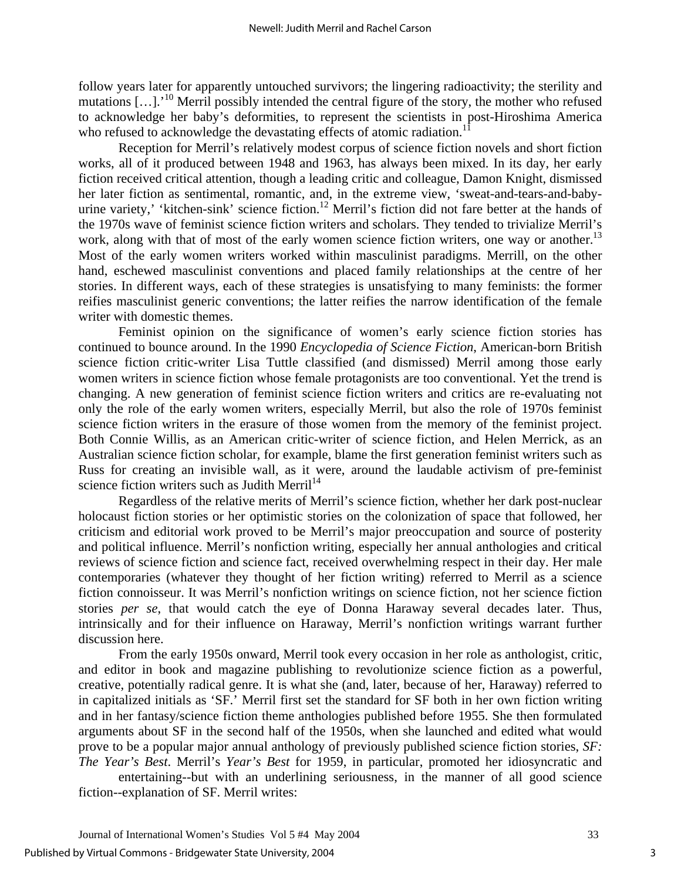follow years later for apparently untouched survivors; the lingering radioactivity; the sterility and mutations […].'[10] Merril possibly intended the central figure of the story, the mother who refused to acknowledge her baby's deformities, to represent the scientists in post-Hiroshima America who refused to acknowledge the devastating effects of atomic radiation.[11]

Reception for Merril's relatively modest corpus of science fiction novels and short fiction works, all of it produced between 1948 and 1963, has always been mixed. In its day, her early fiction received critical attention, though a leading critic and colleague, Damon Knight, dismissed her later fiction as sentimental, romantic, and, in the extreme view, 'sweat-and-tears-and-baby-urine variety,' 'kitchen-sink' science fiction.[12] Merril's fiction did not fare better at the hands of the 1970s wave of feminist science fiction writers and scholars. They tended to trivialize Merril's work, along with that of most of the early women science fiction writers, one way or another.[13] Most of the early women writers worked within masculinist paradigms. Merrill, on the other hand, eschewed masculinist conventions and placed family relationships at the centre of her stories. In different ways, each of these strategies is unsatisfying to many feminists: the former reifies masculinist generic conventions; the latter reifies the narrow identification of the female writer with domestic themes.

Feminist opinion on the significance of women's early science fiction stories has continued to bounce around. In the 1990 *Encyclopedia of Science Fiction*, American-born British science fiction critic-writer Lisa Tuttle classified (and dismissed) Merril among those early women writers in science fiction whose female protagonists are too conventional. Yet the trend is changing. A new generation of feminist science fiction writers and critics are re-evaluating not only the role of the early women writers, especially Merril, but also the role of 1970s feminist science fiction writers in the erasure of those women from the memory of the feminist project. Both Connie Willis, as an American critic-writer of science fiction, and Helen Merrick, as an Australian science fiction scholar, for example, blame the first generation feminist writers such as Russ for creating an invisible wall, as it were, around the laudable activism of pre-feminist science fiction writers such as Judith Merril[14]

Regardless of the relative merits of Merril's science fiction, whether her dark post-nuclear holocaust fiction stories or her optimistic stories on the colonization of space that followed, her criticism and editorial work proved to be Merril's major preoccupation and source of posterity and political influence. Merril's nonfiction writing, especially her annual anthologies and critical reviews of science fiction and science fact, received overwhelming respect in their day. Her male contemporaries (whatever they thought of her fiction writing) referred to Merril as a science fiction connoisseur. It was Merril's nonfiction writings on science fiction, not her science fiction stories *per se*, that would catch the eye of Donna Haraway several decades later. Thus, intrinsically and for their influence on Haraway, Merril's nonfiction writings warrant further discussion here.

From the early 1950s onward, Merril took every occasion in her role as anthologist, critic, and editor in book and magazine publishing to revolutionize science fiction as a powerful, creative, potentially radical genre. It is what she (and, later, because of her, Haraway) referred to in capitalized initials as 'SF.' Merril first set the standard for SF both in her own fiction writing and in her fantasy/science fiction theme anthologies published before 1955. She then formulated arguments about SF in the second half of the 1950s, when she launched and edited what would prove to be a popular major annual anthology of previously published science fiction stories, *SF: The Year's Best*. Merril's *Year's Best* for 1959, in particular, promoted her idiosyncratic and entertaining--but with an underlining seriousness, in the manner of all good science fiction--explanation of SF. Merril writes: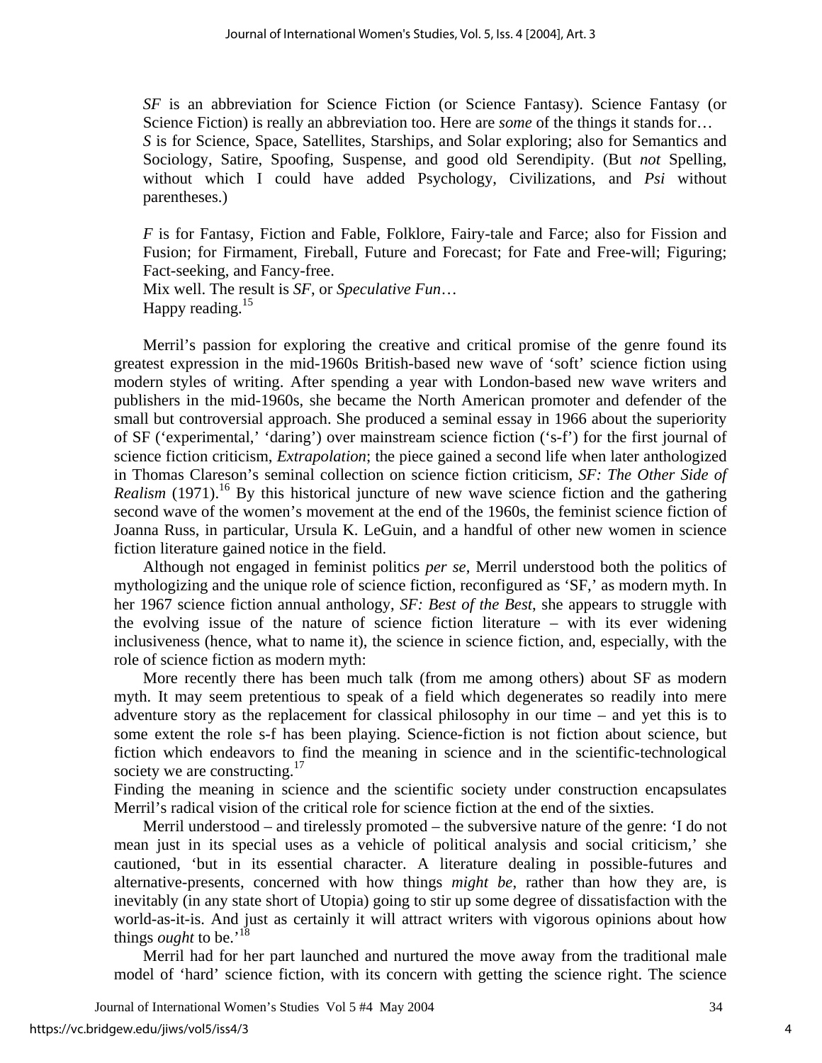> *SF* is an abbreviation for Science Fiction (or Science Fantasy). Science Fantasy (or Science Fiction) is really an abbreviation too. Here are *some* of the things it stands for…
> *S* is for Science, Space, Satellites, Starships, and Solar exploring; also for Semantics and Sociology, Satire, Spoofing, Suspense, and good old Serendipity. (But *not* Spelling, without which I could have added Psychology, Civilizations, and *Psi* without parentheses.)
>
> *F* is for Fantasy, Fiction and Fable, Folklore, Fairy-tale and Farce; also for Fission and Fusion; for Firmament, Fireball, Future and Forecast; for Fate and Free-will; Figuring; Fact-seeking, and Fancy-free.
> Mix well. The result is *SF*, or *Speculative Fun*…
> Happy reading.[15]

Merril's passion for exploring the creative and critical promise of the genre found its greatest expression in the mid-1960s British-based new wave of 'soft' science fiction using modern styles of writing. After spending a year with London-based new wave writers and publishers in the mid-1960s, she became the North American promoter and defender of the small but controversial approach. She produced a seminal essay in 1966 about the superiority of SF ('experimental,' 'daring') over mainstream science fiction ('s-f') for the first journal of science fiction criticism, *Extrapolation*; the piece gained a second life when later anthologized in Thomas Clareson's seminal collection on science fiction criticism, *SF: The Other Side of Realism* (1971).[16] By this historical juncture of new wave science fiction and the gathering second wave of the women's movement at the end of the 1960s, the feminist science fiction of Joanna Russ, in particular, Ursula K. LeGuin, and a handful of other new women in science fiction literature gained notice in the field.

Although not engaged in feminist politics *per se*, Merril understood both the politics of mythologizing and the unique role of science fiction, reconfigured as 'SF,' as modern myth. In her 1967 science fiction annual anthology, *SF: Best of the Best*, she appears to struggle with the evolving issue of the nature of science fiction literature – with its ever widening inclusiveness (hence, what to name it), the science in science fiction, and, especially, with the role of science fiction as modern myth:

> More recently there has been much talk (from me among others) about SF as modern myth. It may seem pretentious to speak of a field which degenerates so readily into mere adventure story as the replacement for classical philosophy in our time – and yet this is to some extent the role s-f has been playing. Science-fiction is not fiction about science, but fiction which endeavors to find the meaning in science and in the scientific-technological society we are constructing.[17]

Finding the meaning in science and the scientific society under construction encapsulates Merril's radical vision of the critical role for science fiction at the end of the sixties.

Merril understood – and tirelessly promoted – the subversive nature of the genre: 'I do not mean just in its special uses as a vehicle of political analysis and social criticism,' she cautioned, 'but in its essential character. A literature dealing in possible-futures and alternative-presents, concerned with how things *might be*, rather than how they are, is inevitably (in any state short of Utopia) going to stir up some degree of dissatisfaction with the world-as-it-is. And just as certainly it will attract writers with vigorous opinions about how things *ought* to be.'[18]

Merril had for her part launched and nurtured the move away from the traditional male model of 'hard' science fiction, with its concern with getting the science right. The science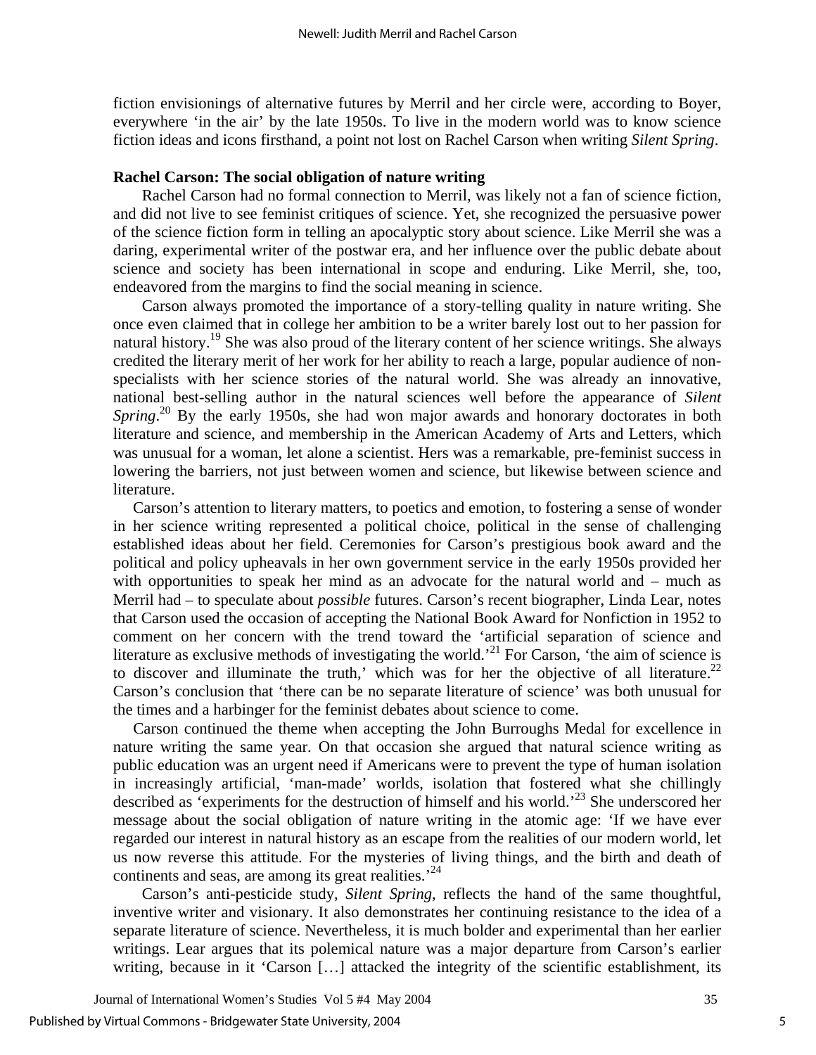fiction envisionings of alternative futures by Merril and her circle were, according to Boyer, everywhere 'in the air' by the late 1950s. To live in the modern world was to know science fiction ideas and icons firsthand, a point not lost on Rachel Carson when writing *Silent Spring*.

**Rachel Carson: The social obligation of nature writing**

Rachel Carson had no formal connection to Merril, was likely not a fan of science fiction, and did not live to see feminist critiques of science. Yet, she recognized the persuasive power of the science fiction form in telling an apocalyptic story about science. Like Merril she was a daring, experimental writer of the postwar era, and her influence over the public debate about science and society has been international in scope and enduring. Like Merril, she, too, endeavored from the margins to find the social meaning in science.

Carson always promoted the importance of a story-telling quality in nature writing. She once even claimed that in college her ambition to be a writer barely lost out to her passion for natural history.[19] She was also proud of the literary content of her science writings. She always credited the literary merit of her work for her ability to reach a large, popular audience of non-specialists with her science stories of the natural world. She was already an innovative, national best-selling author in the natural sciences well before the appearance of *Silent Spring*.[20] By the early 1950s, she had won major awards and honorary doctorates in both literature and science, and membership in the American Academy of Arts and Letters, which was unusual for a woman, let alone a scientist. Hers was a remarkable, pre-feminist success in lowering the barriers, not just between women and science, but likewise between science and literature.

Carson's attention to literary matters, to poetics and emotion, to fostering a sense of wonder in her science writing represented a political choice, political in the sense of challenging established ideas about her field. Ceremonies for Carson's prestigious book award and the political and policy upheavals in her own government service in the early 1950s provided her with opportunities to speak her mind as an advocate for the natural world and – much as Merril had – to speculate about *possible* futures. Carson's recent biographer, Linda Lear, notes that Carson used the occasion of accepting the National Book Award for Nonfiction in 1952 to comment on her concern with the trend toward the 'artificial separation of science and literature as exclusive methods of investigating the world.'[21] For Carson, 'the aim of science is to discover and illuminate the truth,' which was for her the objective of all literature.[22] Carson's conclusion that 'there can be no separate literature of science' was both unusual for the times and a harbinger for the feminist debates about science to come.

Carson continued the theme when accepting the John Burroughs Medal for excellence in nature writing the same year. On that occasion she argued that natural science writing as public education was an urgent need if Americans were to prevent the type of human isolation in increasingly artificial, 'man-made' worlds, isolation that fostered what she chillingly described as 'experiments for the destruction of himself and his world.'[23] She underscored her message about the social obligation of nature writing in the atomic age: 'If we have ever regarded our interest in natural history as an escape from the realities of our modern world, let us now reverse this attitude. For the mysteries of living things, and the birth and death of continents and seas, are among its great realities.'[24]

Carson's anti-pesticide study, *Silent Spring*, reflects the hand of the same thoughtful, inventive writer and visionary. It also demonstrates her continuing resistance to the idea of a separate literature of science. Nevertheless, it is much bolder and experimental than her earlier writings. Lear argues that its polemical nature was a major departure from Carson's earlier writing, because in it 'Carson […] attacked the integrity of the scientific establishment, its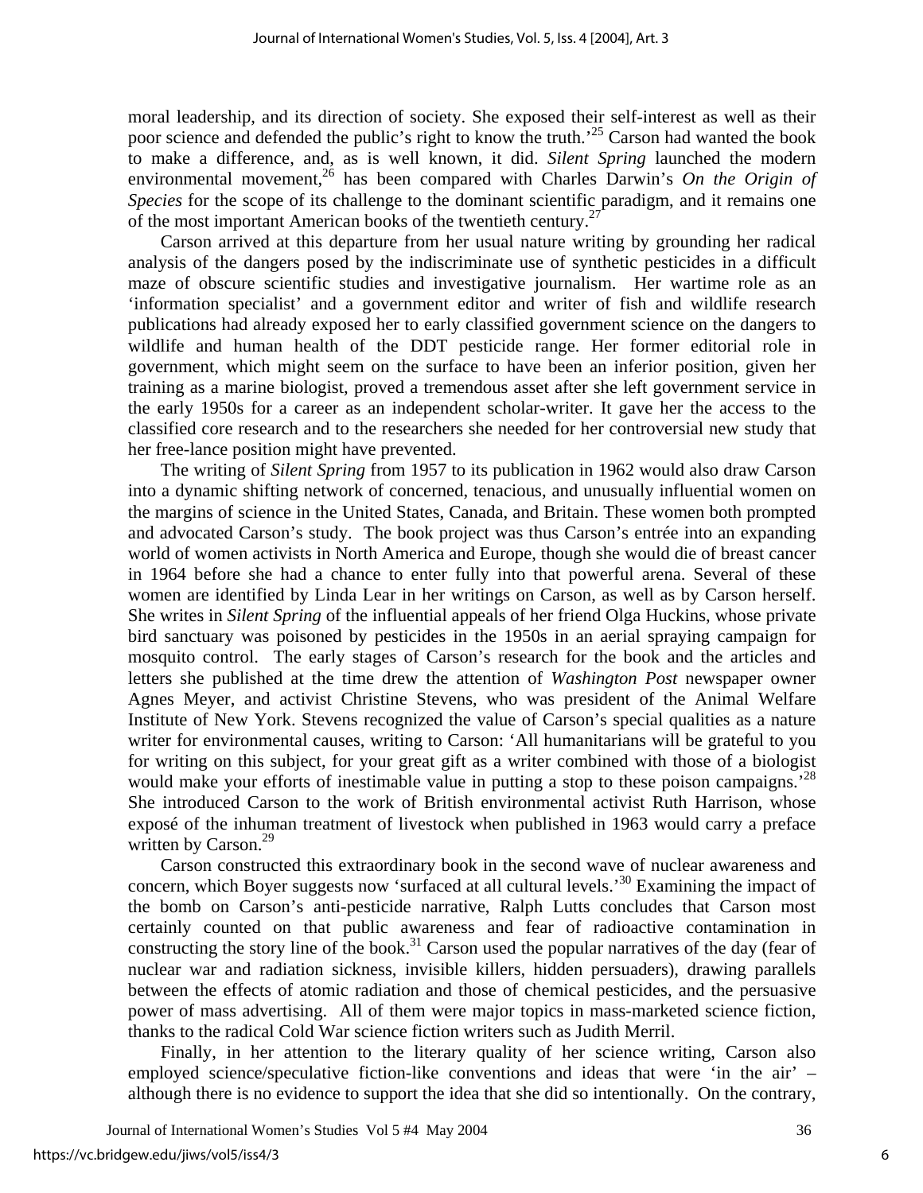moral leadership, and its direction of society. She exposed their self-interest as well as their poor science and defended the public's right to know the truth.'[25] Carson had wanted the book to make a difference, and, as is well known, it did. *Silent Spring* launched the modern environmental movement,[26] has been compared with Charles Darwin's *On the Origin of Species* for the scope of its challenge to the dominant scientific paradigm, and it remains one of the most important American books of the twentieth century.[27]

Carson arrived at this departure from her usual nature writing by grounding her radical analysis of the dangers posed by the indiscriminate use of synthetic pesticides in a difficult maze of obscure scientific studies and investigative journalism. Her wartime role as an 'information specialist' and a government editor and writer of fish and wildlife research publications had already exposed her to early classified government science on the dangers to wildlife and human health of the DDT pesticide range. Her former editorial role in government, which might seem on the surface to have been an inferior position, given her training as a marine biologist, proved a tremendous asset after she left government service in the early 1950s for a career as an independent scholar-writer. It gave her the access to the classified core research and to the researchers she needed for her controversial new study that her free-lance position might have prevented.

The writing of *Silent Spring* from 1957 to its publication in 1962 would also draw Carson into a dynamic shifting network of concerned, tenacious, and unusually influential women on the margins of science in the United States, Canada, and Britain. These women both prompted and advocated Carson's study. The book project was thus Carson's entrée into an expanding world of women activists in North America and Europe, though she would die of breast cancer in 1964 before she had a chance to enter fully into that powerful arena. Several of these women are identified by Linda Lear in her writings on Carson, as well as by Carson herself. She writes in *Silent Spring* of the influential appeals of her friend Olga Huckins, whose private bird sanctuary was poisoned by pesticides in the 1950s in an aerial spraying campaign for mosquito control. The early stages of Carson's research for the book and the articles and letters she published at the time drew the attention of *Washington Post* newspaper owner Agnes Meyer, and activist Christine Stevens, who was president of the Animal Welfare Institute of New York. Stevens recognized the value of Carson's special qualities as a nature writer for environmental causes, writing to Carson: 'All humanitarians will be grateful to you for writing on this subject, for your great gift as a writer combined with those of a biologist would make your efforts of inestimable value in putting a stop to these poison campaigns.'[28] She introduced Carson to the work of British environmental activist Ruth Harrison, whose exposé of the inhuman treatment of livestock when published in 1963 would carry a preface written by Carson.[29]

Carson constructed this extraordinary book in the second wave of nuclear awareness and concern, which Boyer suggests now 'surfaced at all cultural levels.'[30] Examining the impact of the bomb on Carson's anti-pesticide narrative, Ralph Lutts concludes that Carson most certainly counted on that public awareness and fear of radioactive contamination in constructing the story line of the book.[31] Carson used the popular narratives of the day (fear of nuclear war and radiation sickness, invisible killers, hidden persuaders), drawing parallels between the effects of atomic radiation and those of chemical pesticides, and the persuasive power of mass advertising. All of them were major topics in mass-marketed science fiction, thanks to the radical Cold War science fiction writers such as Judith Merril.

Finally, in her attention to the literary quality of her science writing, Carson also employed science/speculative fiction-like conventions and ideas that were 'in the air' – although there is no evidence to support the idea that she did so intentionally. On the contrary,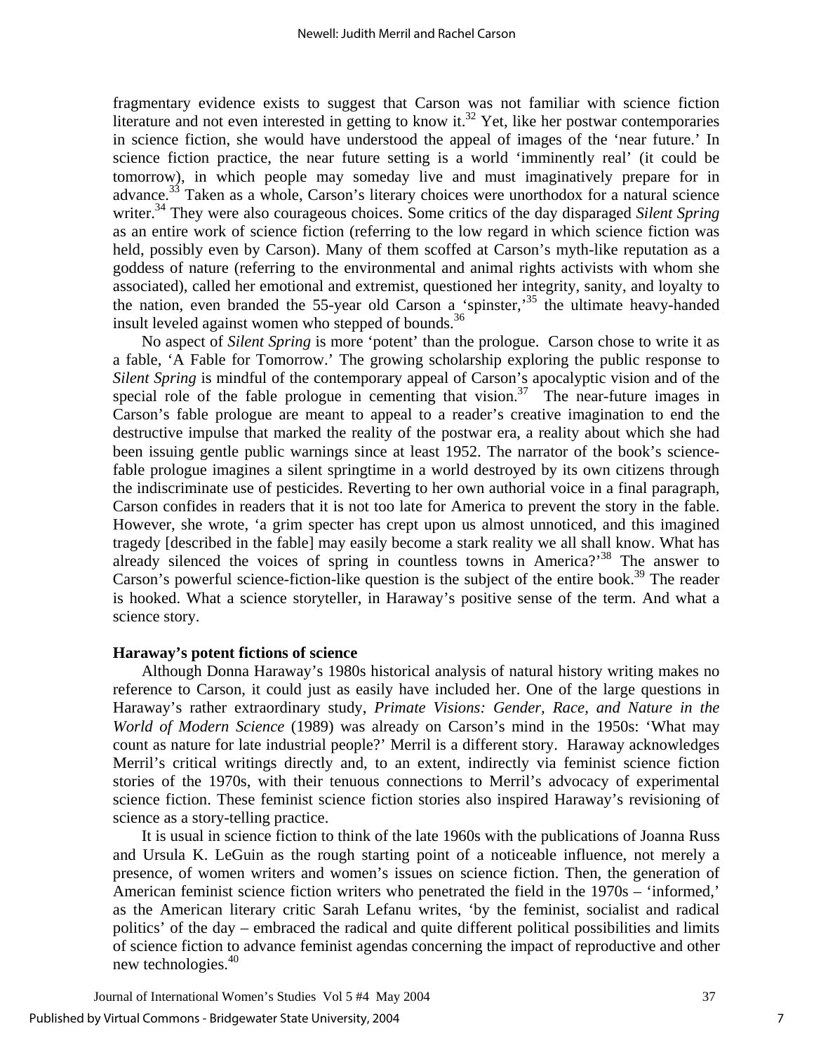fragmentary evidence exists to suggest that Carson was not familiar with science fiction literature and not even interested in getting to know it.[32] Yet, like her postwar contemporaries in science fiction, she would have understood the appeal of images of the 'near future.' In science fiction practice, the near future setting is a world 'imminently real' (it could be tomorrow), in which people may someday live and must imaginatively prepare for in advance.[33] Taken as a whole, Carson's literary choices were unorthodox for a natural science writer.[34] They were also courageous choices. Some critics of the day disparaged *Silent Spring* as an entire work of science fiction (referring to the low regard in which science fiction was held, possibly even by Carson). Many of them scoffed at Carson's myth-like reputation as a goddess of nature (referring to the environmental and animal rights activists with whom she associated), called her emotional and extremist, questioned her integrity, sanity, and loyalty to the nation, even branded the 55-year old Carson a 'spinster,'[35] the ultimate heavy-handed insult leveled against women who stepped of bounds.[36]

No aspect of *Silent Spring* is more 'potent' than the prologue. Carson chose to write it as a fable, 'A Fable for Tomorrow.' The growing scholarship exploring the public response to *Silent Spring* is mindful of the contemporary appeal of Carson's apocalyptic vision and of the special role of the fable prologue in cementing that vision.[37] The near-future images in Carson's fable prologue are meant to appeal to a reader's creative imagination to end the destructive impulse that marked the reality of the postwar era, a reality about which she had been issuing gentle public warnings since at least 1952. The narrator of the book's science-fable prologue imagines a silent springtime in a world destroyed by its own citizens through the indiscriminate use of pesticides. Reverting to her own authorial voice in a final paragraph, Carson confides in readers that it is not too late for America to prevent the story in the fable. However, she wrote, 'a grim specter has crept upon us almost unnoticed, and this imagined tragedy [described in the fable] may easily become a stark reality we all shall know. What has already silenced the voices of spring in countless towns in America?'[38] The answer to Carson's powerful science-fiction-like question is the subject of the entire book.[39] The reader is hooked. What a science storyteller, in Haraway's positive sense of the term. And what a science story.

**Haraway's potent fictions of science**

Although Donna Haraway's 1980s historical analysis of natural history writing makes no reference to Carson, it could just as easily have included her. One of the large questions in Haraway's rather extraordinary study, *Primate Visions: Gender, Race, and Nature in the World of Modern Science* (1989) was already on Carson's mind in the 1950s: 'What may count as nature for late industrial people?' Merril is a different story. Haraway acknowledges Merril's critical writings directly and, to an extent, indirectly via feminist science fiction stories of the 1970s, with their tenuous connections to Merril's advocacy of experimental science fiction. These feminist science fiction stories also inspired Haraway's revisioning of science as a story-telling practice.

It is usual in science fiction to think of the late 1960s with the publications of Joanna Russ and Ursula K. LeGuin as the rough starting point of a noticeable influence, not merely a presence, of women writers and women's issues on science fiction. Then, the generation of American feminist science fiction writers who penetrated the field in the 1970s – 'informed,' as the American literary critic Sarah Lefanu writes, 'by the feminist, socialist and radical politics' of the day – embraced the radical and quite different political possibilities and limits of science fiction to advance feminist agendas concerning the impact of reproductive and other new technologies.[40]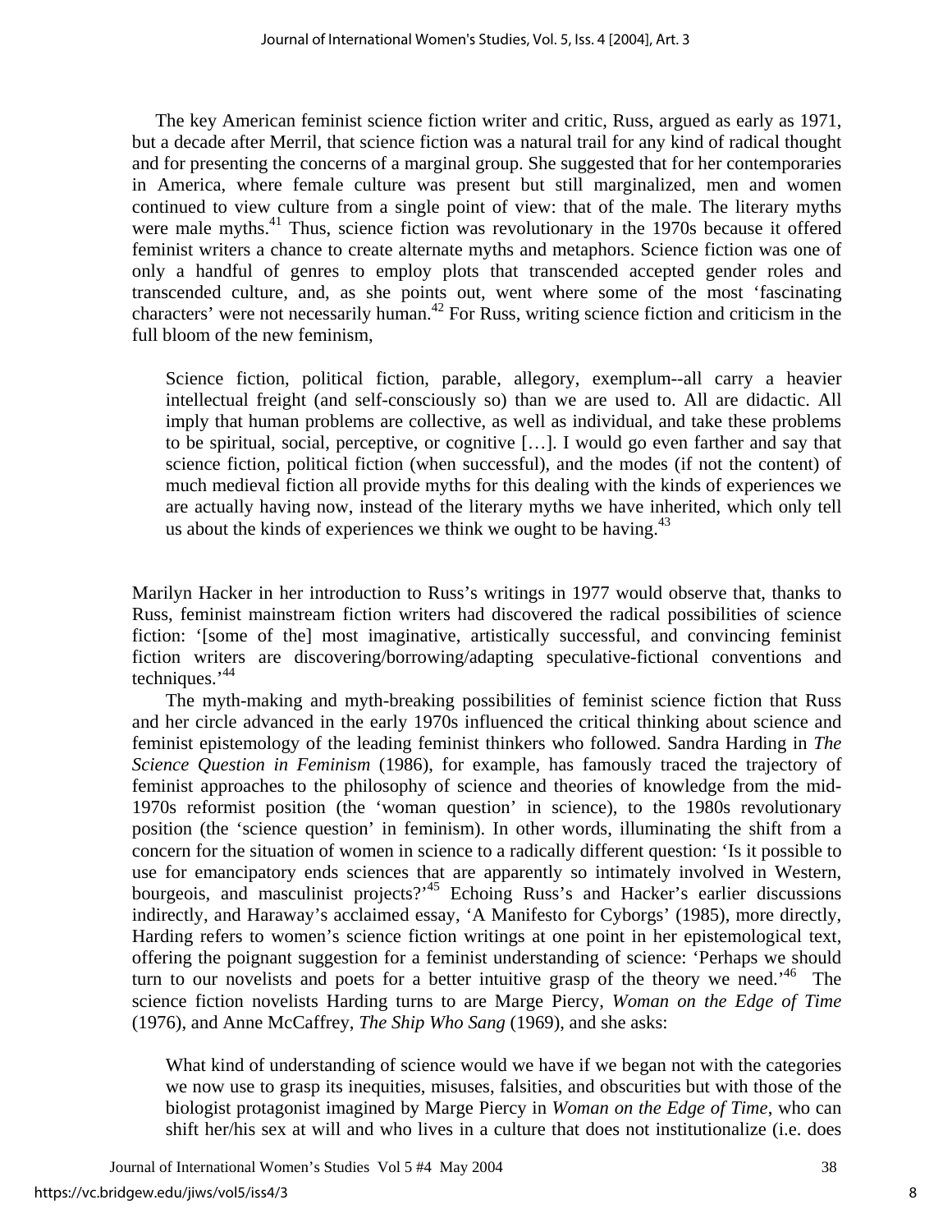The key American feminist science fiction writer and critic, Russ, argued as early as 1971, but a decade after Merril, that science fiction was a natural trail for any kind of radical thought and for presenting the concerns of a marginal group. She suggested that for her contemporaries in America, where female culture was present but still marginalized, men and women continued to view culture from a single point of view: that of the male. The literary myths were male myths.[41] Thus, science fiction was revolutionary in the 1970s because it offered feminist writers a chance to create alternate myths and metaphors. Science fiction was one of only a handful of genres to employ plots that transcended accepted gender roles and transcended culture, and, as she points out, went where some of the most 'fascinating characters' were not necessarily human.[42] For Russ, writing science fiction and criticism in the full bloom of the new feminism,

> Science fiction, political fiction, parable, allegory, exemplum--all carry a heavier intellectual freight (and self-consciously so) than we are used to. All are didactic. All imply that human problems are collective, as well as individual, and take these problems to be spiritual, social, perceptive, or cognitive […]. I would go even farther and say that science fiction, political fiction (when successful), and the modes (if not the content) of much medieval fiction all provide myths for this dealing with the kinds of experiences we are actually having now, instead of the literary myths we have inherited, which only tell us about the kinds of experiences we think we ought to be having.[43]

Marilyn Hacker in her introduction to Russ's writings in 1977 would observe that, thanks to Russ, feminist mainstream fiction writers had discovered the radical possibilities of science fiction: '[some of the] most imaginative, artistically successful, and convincing feminist fiction writers are discovering/borrowing/adapting speculative-fictional conventions and techniques.'[44]

The myth-making and myth-breaking possibilities of feminist science fiction that Russ and her circle advanced in the early 1970s influenced the critical thinking about science and feminist epistemology of the leading feminist thinkers who followed. Sandra Harding in *The Science Question in Feminism* (1986), for example, has famously traced the trajectory of feminist approaches to the philosophy of science and theories of knowledge from the mid-1970s reformist position (the 'woman question' in science), to the 1980s revolutionary position (the 'science question' in feminism). In other words, illuminating the shift from a concern for the situation of women in science to a radically different question: 'Is it possible to use for emancipatory ends sciences that are apparently so intimately involved in Western, bourgeois, and masculinist projects?'[45] Echoing Russ's and Hacker's earlier discussions indirectly, and Haraway's acclaimed essay, 'A Manifesto for Cyborgs' (1985), more directly, Harding refers to women's science fiction writings at one point in her epistemological text, offering the poignant suggestion for a feminist understanding of science: 'Perhaps we should turn to our novelists and poets for a better intuitive grasp of the theory we need.'[46] The science fiction novelists Harding turns to are Marge Piercy, *Woman on the Edge of Time* (1976), and Anne McCaffrey, *The Ship Who Sang* (1969), and she asks:

> What kind of understanding of science would we have if we began not with the categories we now use to grasp its inequities, misuses, falsities, and obscurities but with those of the biologist protagonist imagined by Marge Piercy in *Woman on the Edge of Time*, who can shift her/his sex at will and who lives in a culture that does not institutionalize (i.e. does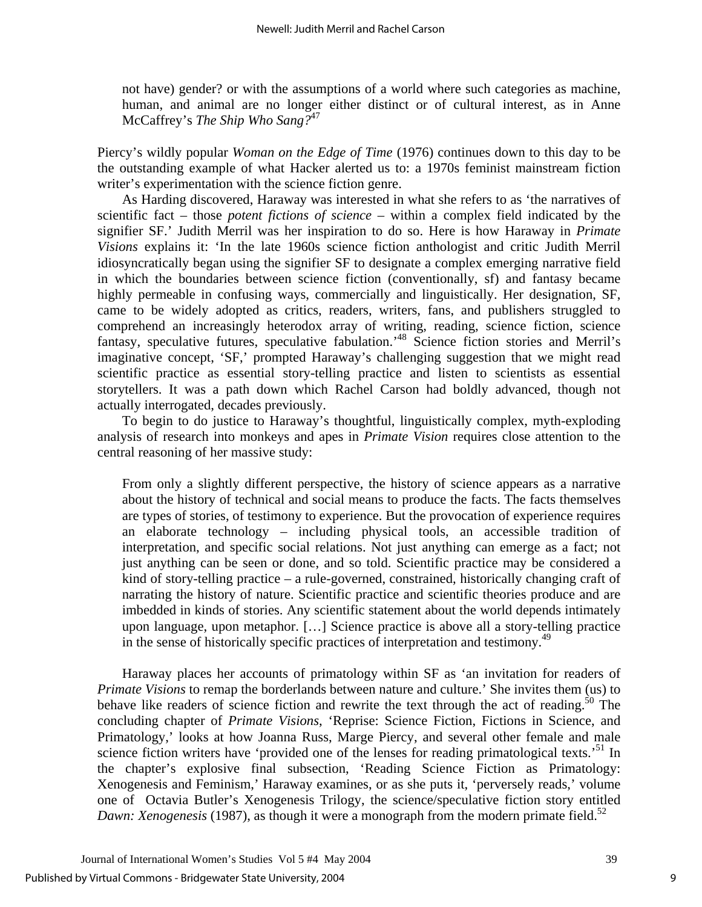> not have) gender? or with the assumptions of a world where such categories as machine, human, and animal are no longer either distinct or of cultural interest, as in Anne McCaffrey's *The Ship Who Sang?*[47]

Piercy's wildly popular *Woman on the Edge of Time* (1976) continues down to this day to be the outstanding example of what Hacker alerted us to: a 1970s feminist mainstream fiction writer's experimentation with the science fiction genre.

As Harding discovered, Haraway was interested in what she refers to as 'the narratives of scientific fact – those *potent fictions of science* – within a complex field indicated by the signifier SF.' Judith Merril was her inspiration to do so. Here is how Haraway in *Primate Visions* explains it: 'In the late 1960s science fiction anthologist and critic Judith Merril idiosyncratically began using the signifier SF to designate a complex emerging narrative field in which the boundaries between science fiction (conventionally, sf) and fantasy became highly permeable in confusing ways, commercially and linguistically. Her designation, SF, came to be widely adopted as critics, readers, writers, fans, and publishers struggled to comprehend an increasingly heterodox array of writing, reading, science fiction, science fantasy, speculative futures, speculative fabulation.'[48] Science fiction stories and Merril's imaginative concept, 'SF,' prompted Haraway's challenging suggestion that we might read scientific practice as essential story-telling practice and listen to scientists as essential storytellers. It was a path down which Rachel Carson had boldly advanced, though not actually interrogated, decades previously.

To begin to do justice to Haraway's thoughtful, linguistically complex, myth-exploding analysis of research into monkeys and apes in *Primate Vision* requires close attention to the central reasoning of her massive study:

> From only a slightly different perspective, the history of science appears as a narrative about the history of technical and social means to produce the facts. The facts themselves are types of stories, of testimony to experience. But the provocation of experience requires an elaborate technology – including physical tools, an accessible tradition of interpretation, and specific social relations. Not just anything can emerge as a fact; not just anything can be seen or done, and so told. Scientific practice may be considered a kind of story-telling practice – a rule-governed, constrained, historically changing craft of narrating the history of nature. Scientific practice and scientific theories produce and are imbedded in kinds of stories. Any scientific statement about the world depends intimately upon language, upon metaphor. […] Science practice is above all a story-telling practice in the sense of historically specific practices of interpretation and testimony.[49]

Haraway places her accounts of primatology within SF as 'an invitation for readers of *Primate Visions* to remap the borderlands between nature and culture.' She invites them (us) to behave like readers of science fiction and rewrite the text through the act of reading.[50] The concluding chapter of *Primate Visions*, 'Reprise: Science Fiction, Fictions in Science, and Primatology,' looks at how Joanna Russ, Marge Piercy, and several other female and male science fiction writers have 'provided one of the lenses for reading primatological texts.'[51] In the chapter's explosive final subsection, 'Reading Science Fiction as Primatology: Xenogenesis and Feminism,' Haraway examines, or as she puts it, 'perversely reads,' volume one of Octavia Butler's Xenogenesis Trilogy, the science/speculative fiction story entitled *Dawn: Xenogenesis* (1987), as though it were a monograph from the modern primate field.[52]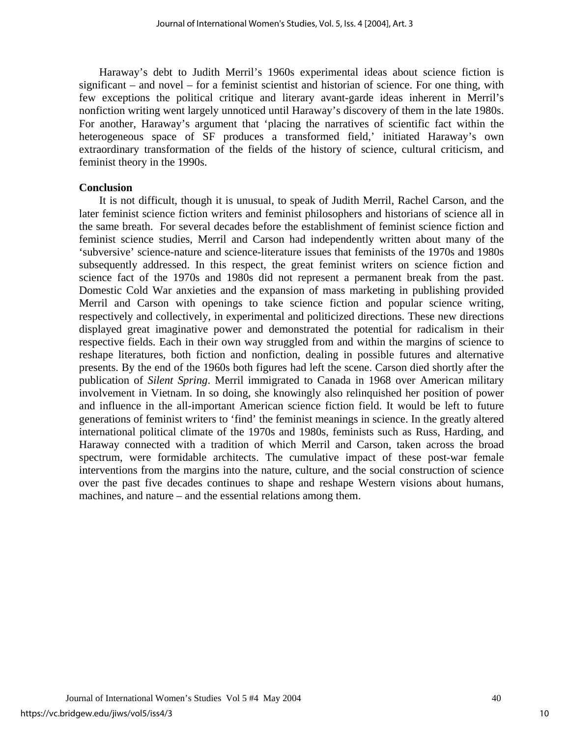Haraway's debt to Judith Merril's 1960s experimental ideas about science fiction is significant – and novel – for a feminist scientist and historian of science. For one thing, with few exceptions the political critique and literary avant-garde ideas inherent in Merril's nonfiction writing went largely unnoticed until Haraway's discovery of them in the late 1980s. For another, Haraway's argument that 'placing the narratives of scientific fact within the heterogeneous space of SF produces a transformed field,' initiated Haraway's own extraordinary transformation of the fields of the history of science, cultural criticism, and feminist theory in the 1990s.

**Conclusion**

It is not difficult, though it is unusual, to speak of Judith Merril, Rachel Carson, and the later feminist science fiction writers and feminist philosophers and historians of science all in the same breath. For several decades before the establishment of feminist science fiction and feminist science studies, Merril and Carson had independently written about many of the 'subversive' science-nature and science-literature issues that feminists of the 1970s and 1980s subsequently addressed. In this respect, the great feminist writers on science fiction and science fact of the 1970s and 1980s did not represent a permanent break from the past. Domestic Cold War anxieties and the expansion of mass marketing in publishing provided Merril and Carson with openings to take science fiction and popular science writing, respectively and collectively, in experimental and politicized directions. These new directions displayed great imaginative power and demonstrated the potential for radicalism in their respective fields. Each in their own way struggled from and within the margins of science to reshape literatures, both fiction and nonfiction, dealing in possible futures and alternative presents. By the end of the 1960s both figures had left the scene. Carson died shortly after the publication of *Silent Spring*. Merril immigrated to Canada in 1968 over American military involvement in Vietnam. In so doing, she knowingly also relinquished her position of power and influence in the all-important American science fiction field. It would be left to future generations of feminist writers to 'find' the feminist meanings in science. In the greatly altered international political climate of the 1970s and 1980s, feminists such as Russ, Harding, and Haraway connected with a tradition of which Merril and Carson, taken across the broad spectrum, were formidable architects. The cumulative impact of these post-war female interventions from the margins into the nature, culture, and the social construction of science over the past five decades continues to shape and reshape Western visions about humans, machines, and nature – and the essential relations among them.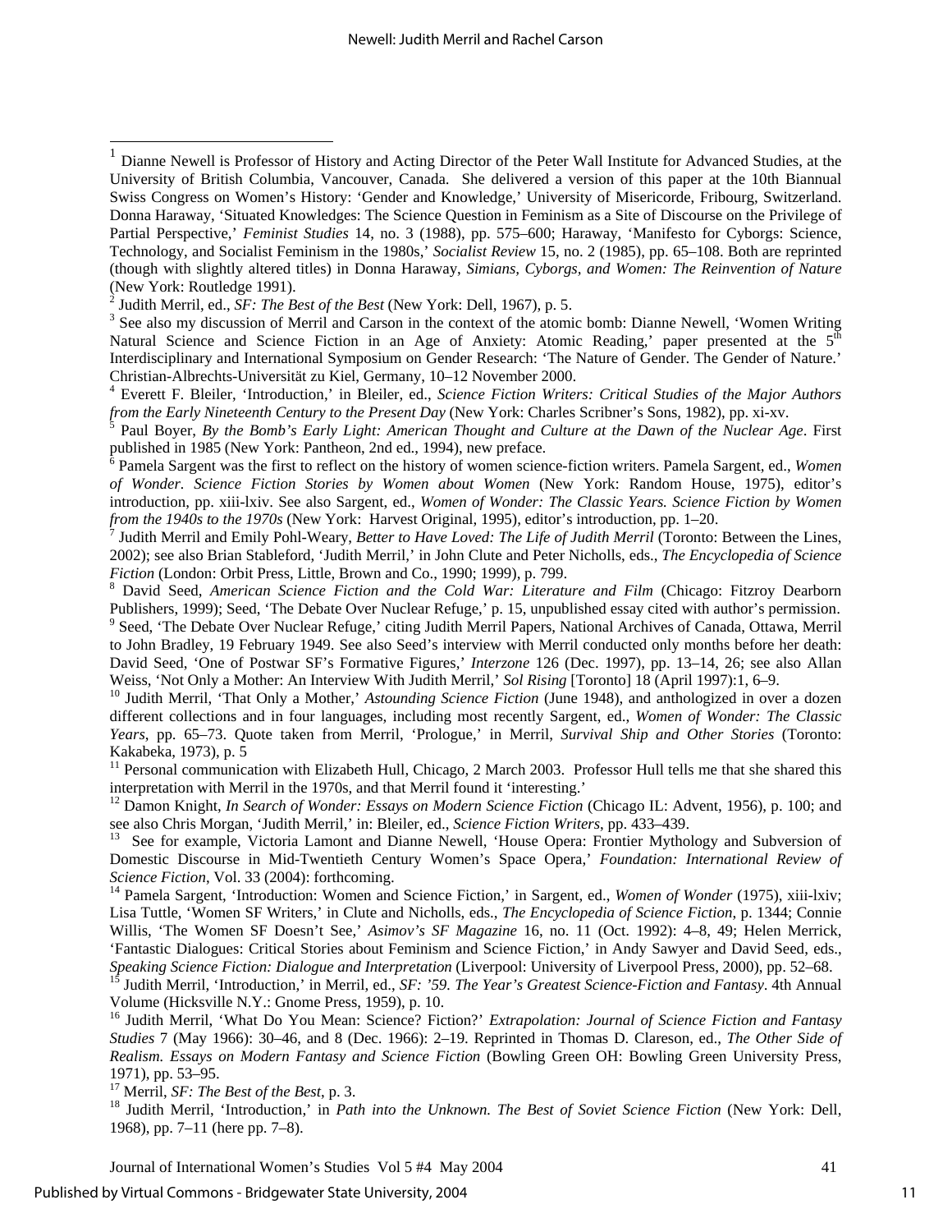[1] Dianne Newell is Professor of History and Acting Director of the Peter Wall Institute for Advanced Studies, at the University of British Columbia, Vancouver, Canada. She delivered a version of this paper at the 10th Biannual Swiss Congress on Women's History: 'Gender and Knowledge,' University of Misericorde, Fribourg, Switzerland. Donna Haraway, 'Situated Knowledges: The Science Question in Feminism as a Site of Discourse on the Privilege of Partial Perspective,' *Feminist Studies* 14, no. 3 (1988), pp. 575–600; Haraway, 'Manifesto for Cyborgs: Science, Technology, and Socialist Feminism in the 1980s,' *Socialist Review* 15, no. 2 (1985), pp. 65–108. Both are reprinted (though with slightly altered titles) in Donna Haraway, *Simians, Cyborgs, and Women: The Reinvention of Nature* (New York: Routledge 1991).

[2] Judith Merril, ed., *SF: The Best of the Best* (New York: Dell, 1967), p. 5.

[3] See also my discussion of Merril and Carson in the context of the atomic bomb: Dianne Newell, 'Women Writing Natural Science and Science Fiction in an Age of Anxiety: Atomic Reading,' paper presented at the 5th Interdisciplinary and International Symposium on Gender Research: 'The Nature of Gender. The Gender of Nature.' Christian-Albrechts-Universität zu Kiel, Germany, 10–12 November 2000.

[4] Everett F. Bleiler, 'Introduction,' in Bleiler, ed., *Science Fiction Writers: Critical Studies of the Major Authors from the Early Nineteenth Century to the Present Day* (New York: Charles Scribner's Sons, 1982), pp. xi-xv.

[5] Paul Boyer, *By the Bomb's Early Light: American Thought and Culture at the Dawn of the Nuclear Age*. First published in 1985 (New York: Pantheon, 2nd ed., 1994), new preface.

[6] Pamela Sargent was the first to reflect on the history of women science-fiction writers. Pamela Sargent, ed., *Women of Wonder. Science Fiction Stories by Women about Women* (New York: Random House, 1975), editor's introduction, pp. xiii-lxiv. See also Sargent, ed., *Women of Wonder: The Classic Years. Science Fiction by Women from the 1940s to the 1970s* (New York: Harvest Original, 1995), editor's introduction, pp. 1–20.

[7] Judith Merril and Emily Pohl-Weary, *Better to Have Loved: The Life of Judith Merril* (Toronto: Between the Lines, 2002); see also Brian Stableford, 'Judith Merril,' in John Clute and Peter Nicholls, eds., *The Encyclopedia of Science Fiction* (London: Orbit Press, Little, Brown and Co., 1990; 1999), p. 799.

[8] David Seed, *American Science Fiction and the Cold War: Literature and Film* (Chicago: Fitzroy Dearborn Publishers, 1999); Seed, 'The Debate Over Nuclear Refuge,' p. 15, unpublished essay cited with author's permission.

[9] Seed, 'The Debate Over Nuclear Refuge,' citing Judith Merril Papers, National Archives of Canada, Ottawa, Merril to John Bradley, 19 February 1949. See also Seed's interview with Merril conducted only months before her death: David Seed, 'One of Postwar SF's Formative Figures,' *Interzone* 126 (Dec. 1997), pp. 13–14, 26; see also Allan Weiss, 'Not Only a Mother: An Interview With Judith Merril,' *Sol Rising* [Toronto] 18 (April 1997):1, 6–9.

[10] Judith Merril, 'That Only a Mother,' *Astounding Science Fiction* (June 1948), and anthologized in over a dozen different collections and in four languages, including most recently Sargent, ed., *Women of Wonder: The Classic Years*, pp. 65–73. Quote taken from Merril, 'Prologue,' in Merril, *Survival Ship and Other Stories* (Toronto: Kakabeka, 1973), p. 5

[11] Personal communication with Elizabeth Hull, Chicago, 2 March 2003. Professor Hull tells me that she shared this interpretation with Merril in the 1970s, and that Merril found it 'interesting.'

[12] Damon Knight, *In Search of Wonder: Essays on Modern Science Fiction* (Chicago IL: Advent, 1956), p. 100; and see also Chris Morgan, 'Judith Merril,' in: Bleiler, ed., *Science Fiction Writers*, pp. 433–439.

[13] See for example, Victoria Lamont and Dianne Newell, 'House Opera: Frontier Mythology and Subversion of Domestic Discourse in Mid-Twentieth Century Women's Space Opera,' *Foundation: International Review of Science Fiction*, Vol. 33 (2004): forthcoming.

[14] Pamela Sargent, 'Introduction: Women and Science Fiction,' in Sargent, ed., *Women of Wonder* (1975), xiii-lxiv; Lisa Tuttle, 'Women SF Writers,' in Clute and Nicholls, eds., *The Encyclopedia of Science Fiction*, p. 1344; Connie Willis, 'The Women SF Doesn't See,' *Asimov's SF Magazine* 16, no. 11 (Oct. 1992): 4–8, 49; Helen Merrick, 'Fantastic Dialogues: Critical Stories about Feminism and Science Fiction,' in Andy Sawyer and David Seed, eds., *Speaking Science Fiction: Dialogue and Interpretation* (Liverpool: University of Liverpool Press, 2000), pp. 52–68.

[15] Judith Merril, 'Introduction,' in Merril, ed., *SF: '59. The Year's Greatest Science-Fiction and Fantasy*. 4th Annual Volume (Hicksville N.Y.: Gnome Press, 1959), p. 10.

[16] Judith Merril, 'What Do You Mean: Science? Fiction?' *Extrapolation: Journal of Science Fiction and Fantasy Studies* 7 (May 1966): 30–46, and 8 (Dec. 1966): 2–19. Reprinted in Thomas D. Clareson, ed., *The Other Side of Realism. Essays on Modern Fantasy and Science Fiction* (Bowling Green OH: Bowling Green University Press, 1971), pp. 53–95.

[17] Merril, *SF: The Best of the Best*, p. 3.

[18] Judith Merril, 'Introduction,' in *Path into the Unknown. The Best of Soviet Science Fiction* (New York: Dell, 1968), pp. 7–11 (here pp. 7–8).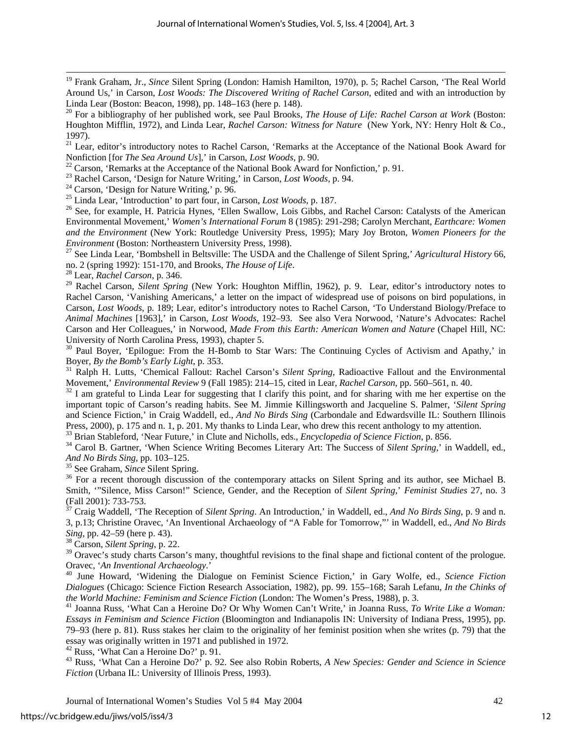[19] Frank Graham, Jr., *Since* Silent Spring (London: Hamish Hamilton, 1970), p. 5; Rachel Carson, 'The Real World Around Us,' in Carson, *Lost Woods: The Discovered Writing of Rachel Carson*, edited and with an introduction by Linda Lear (Boston: Beacon, 1998), pp. 148–163 (here p. 148).

[20] For a bibliography of her published work, see Paul Brooks, *The House of Life: Rachel Carson at Work* (Boston: Houghton Mifflin, 1972), and Linda Lear, *Rachel Carson: Witness for Nature* (New York, NY: Henry Holt & Co., 1997).

[21] Lear, editor's introductory notes to Rachel Carson, 'Remarks at the Acceptance of the National Book Award for Nonfiction [for *The Sea Around Us*],' in Carson, *Lost Woods*, p. 90.

[22] Carson, 'Remarks at the Acceptance of the National Book Award for Nonfiction,' p. 91.

[23] Rachel Carson, 'Design for Nature Writing,' in Carson, *Lost Woods*, p. 94.

[24] Carson, 'Design for Nature Writing,' p. 96.

[25] Linda Lear, 'Introduction' to part four, in Carson, *Lost Woods*, p. 187.

[26] See, for example, H. Patricia Hynes, 'Ellen Swallow, Lois Gibbs, and Rachel Carson: Catalysts of the American Environmental Movement,' *Women's International Forum* 8 (1985): 291-298; Carolyn Merchant, *Earthcare: Women and the Environment* (New York: Routledge University Press, 1995); Mary Joy Broton, *Women Pioneers for the Environment* (Boston: Northeastern University Press, 1998).

[27] See Linda Lear, 'Bombshell in Beltsville: The USDA and the Challenge of Silent Spring,' *Agricultural History* 66, no. 2 (spring 1992): 151-170, and Brooks, *The House of Life*.

[28] Lear, *Rachel Carson*, p. 346.

[29] Rachel Carson, *Silent Spring* (New York: Houghton Mifflin, 1962), p. 9. Lear, editor's introductory notes to Rachel Carson, 'Vanishing Americans,' a letter on the impact of widespread use of poisons on bird populations, in Carson, *Lost Woods*, p. 189; Lear, editor's introductory notes to Rachel Carson, 'To Understand Biology/Preface to *Animal Machines* [1963],' in Carson, *Lost Woods*, 192–93. See also Vera Norwood, 'Nature's Advocates: Rachel Carson and Her Colleagues,' in Norwood, *Made From this Earth: American Women and Nature* (Chapel Hill, NC: University of North Carolina Press, 1993), chapter 5.

[30] Paul Boyer, 'Epilogue: From the H-Bomb to Star Wars: The Continuing Cycles of Activism and Apathy,' in Boyer, *By the Bomb's Early Light*, p. 353.

[31] Ralph H. Lutts, 'Chemical Fallout: Rachel Carson's *Silent Spring*, Radioactive Fallout and the Environmental Movement,' *Environmental Review* 9 (Fall 1985): 214–15, cited in Lear, *Rachel Carson*, pp. 560–561, n. 40.

[32] I am grateful to Linda Lear for suggesting that I clarify this point, and for sharing with me her expertise on the important topic of Carson's reading habits. See M. Jimmie Killingsworth and Jacqueline S. Palmer, '*Silent Spring* and Science Fiction,' in Craig Waddell, ed., *And No Birds Sing* (Carbondale and Edwardsville IL: Southern Illinois Press, 2000), p. 175 and n. 1, p. 201. My thanks to Linda Lear, who drew this recent anthology to my attention.

[33] Brian Stableford, 'Near Future,' in Clute and Nicholls, eds., *Encyclopedia of Science Fiction*, p. 856.

[34] Carol B. Gartner, 'When Science Writing Becomes Literary Art: The Success of *Silent Spring*,' in Waddell, ed., *And No Birds Sing*, pp. 103–125.

[35] See Graham, *Since* Silent Spring.

[36] For a recent thorough discussion of the contemporary attacks on Silent Spring and its author, see Michael B. Smith, '"Silence, Miss Carson!" Science, Gender, and the Reception of *Silent Spring*,' *Feminist Studies* 27, no. 3 (Fall 2001): 733-753.

[37] Craig Waddell, 'The Reception of *Silent Spring*. An Introduction,' in Waddell, ed., *And No Birds Sing*, p. 9 and n. 3, p.13; Christine Oravec, 'An Inventional Archaeology of "A Fable for Tomorrow,"' in Waddell, ed., *And No Birds Sing*, pp. 42–59 (here p. 43).

[38] Carson, *Silent Spring*, p. 22.

[39] Oravec's study charts Carson's many, thoughtful revisions to the final shape and fictional content of the prologue. Oravec, '*An Inventional Archaeology*.'

[40] June Howard, 'Widening the Dialogue on Feminist Science Fiction,' in Gary Wolfe, ed., *Science Fiction Dialogues* (Chicago: Science Fiction Research Association, 1982), pp. 99. 155–168; Sarah Lefanu, *In the Chinks of the World Machine: Feminism and Science Fiction* (London: The Women's Press, 1988), p. 3.

[41] Joanna Russ, 'What Can a Heroine Do? Or Why Women Can't Write,' in Joanna Russ, *To Write Like a Woman: Essays in Feminism and Science Fiction* (Bloomington and Indianapolis IN: University of Indiana Press, 1995), pp. 79–93 (here p. 81). Russ stakes her claim to the originality of her feminist position when she writes (p. 79) that the essay was originally written in 1971 and published in 1972.

[42] Russ, 'What Can a Heroine Do?' p. 91.

[43] Russ, 'What Can a Heroine Do?' p. 92. See also Robin Roberts, *A New Species: Gender and Science in Science Fiction* (Urbana IL: University of Illinois Press, 1993).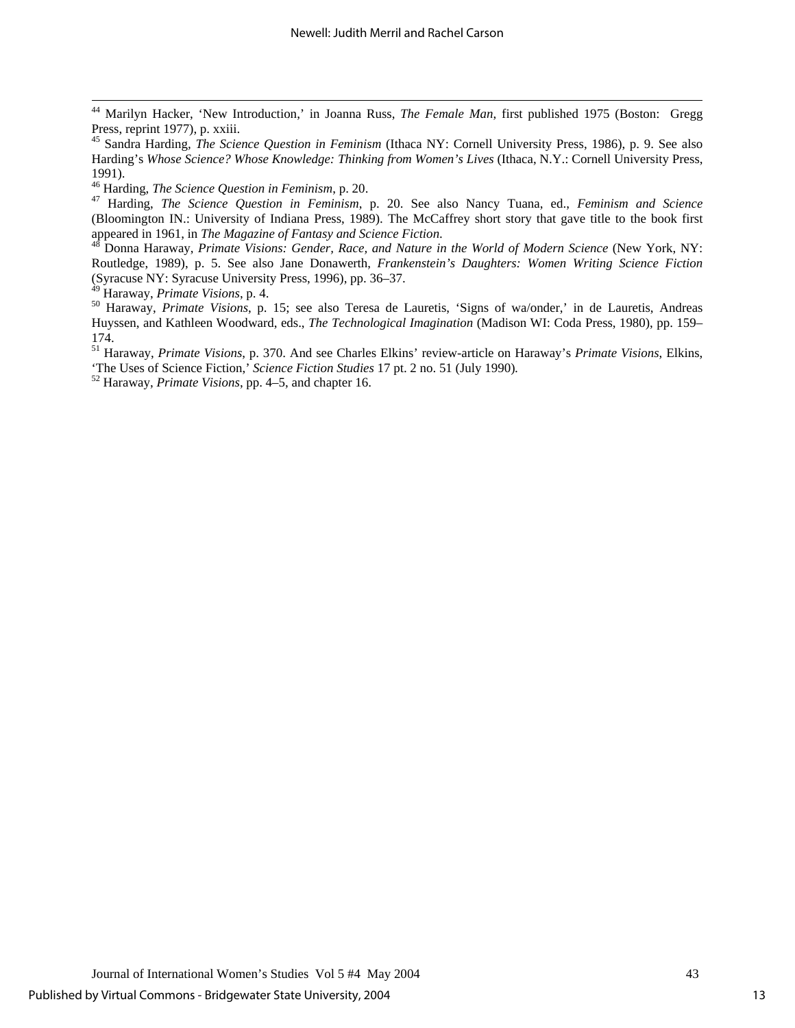[44] Marilyn Hacker, 'New Introduction,' in Joanna Russ, *The Female Man*, first published 1975 (Boston: Gregg Press, reprint 1977), p. xxiii.

[45] Sandra Harding, *The Science Question in Feminism* (Ithaca NY: Cornell University Press, 1986), p. 9. See also Harding's *Whose Science? Whose Knowledge: Thinking from Women's Lives* (Ithaca, N.Y.: Cornell University Press, 1991).

[46] Harding, *The Science Question in Feminism*, p. 20.

[47] Harding, *The Science Question in Feminism*, p. 20. See also Nancy Tuana, ed., *Feminism and Science* (Bloomington IN.: University of Indiana Press, 1989). The McCaffrey short story that gave title to the book first appeared in 1961, in *The Magazine of Fantasy and Science Fiction*.

[48] Donna Haraway, *Primate Visions: Gender, Race, and Nature in the World of Modern Science* (New York, NY: Routledge, 1989), p. 5. See also Jane Donawerth, *Frankenstein's Daughters: Women Writing Science Fiction* (Syracuse NY: Syracuse University Press, 1996), pp. 36–37.

[49] Haraway, *Primate Visions*, p. 4.

[50] Haraway, *Primate Visions*, p. 15; see also Teresa de Lauretis, 'Signs of wa/onder,' in de Lauretis, Andreas Huyssen, and Kathleen Woodward, eds., *The Technological Imagination* (Madison WI: Coda Press, 1980), pp. 159–174.

[51] Haraway, *Primate Visions*, p. 370. And see Charles Elkins' review-article on Haraway's *Primate Visions*, Elkins, 'The Uses of Science Fiction,' *Science Fiction Studies* 17 pt. 2 no. 51 (July 1990).

[52] Haraway, *Primate Visions*, pp. 4–5, and chapter 16.